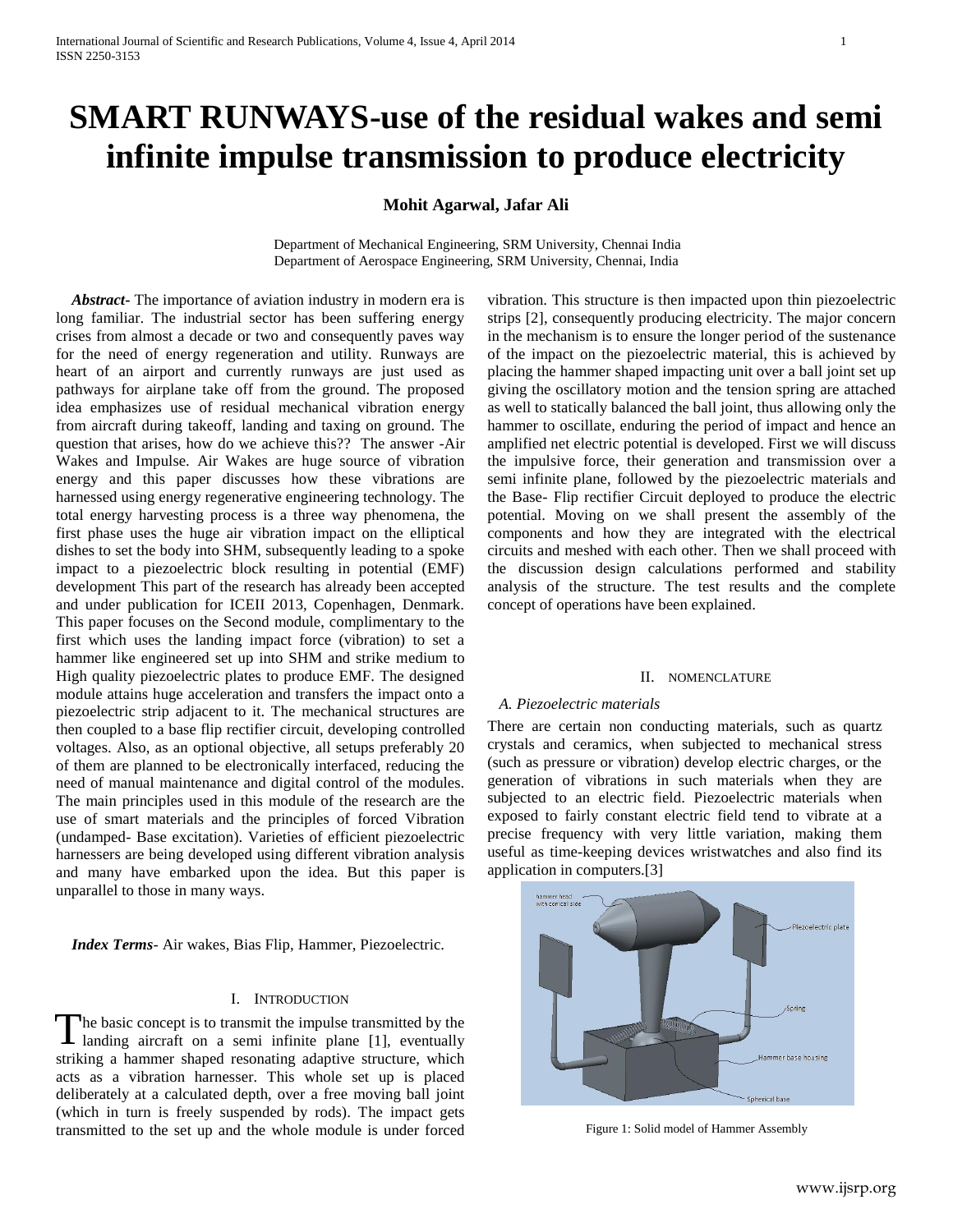# SMART RUNWAYS-use of the residual wakes and semi infinite impulse transmission to produce electricity

**Mohit Agarwal, Jafar Ali**

Department of Mechanical Engineering, SRM University, Chennai India
Department of Aerospace Engineering, SRM University, Chennai, India

***Abstract-*** The importance of aviation industry in modern era is long familiar. The industrial sector has been suffering energy crises from almost a decade or two and consequently paves way for the need of energy regeneration and utility. Runways are heart of an airport and currently runways are just used as pathways for airplane take off from the ground. The proposed idea emphasizes use of residual mechanical vibration energy from aircraft during takeoff, landing and taxing on ground. The question that arises, how do we achieve this?? The answer -Air Wakes and Impulse. Air Wakes are huge source of vibration energy and this paper discusses how these vibrations are harnessed using energy regenerative engineering technology. The total energy harvesting process is a three way phenomena, the first phase uses the huge air vibration impact on the elliptical dishes to set the body into SHM, subsequently leading to a spoke impact to a piezoelectric block resulting in potential (EMF) development This part of the research has already been accepted and under publication for ICEII 2013, Copenhagen, Denmark. This paper focuses on the Second module, complimentary to the first which uses the landing impact force (vibration) to set a hammer like engineered set up into SHM and strike medium to High quality piezoelectric plates to produce EMF. The designed module attains huge acceleration and transfers the impact onto a piezoelectric strip adjacent to it. The mechanical structures are then coupled to a base flip rectifier circuit, developing controlled voltages. Also, as an optional objective, all setups preferably 20 of them are planned to be electronically interfaced, reducing the need of manual maintenance and digital control of the modules. The main principles used in this module of the research are the use of smart materials and the principles of forced Vibration (undamped- Base excitation). Varieties of efficient piezoelectric harnessers are being developed using different vibration analysis and many have embarked upon the idea. But this paper is unparallel to those in many ways.

***Index Terms***- Air wakes, Bias Flip, Hammer, Piezoelectric.

## I. Introduction

The basic concept is to transmit the impulse transmitted by the landing aircraft on a semi infinite plane [1], eventually striking a hammer shaped resonating adaptive structure, which acts as a vibration harnesser. This whole set up is placed deliberately at a calculated depth, over a free moving ball joint (which in turn is freely suspended by rods). The impact gets transmitted to the set up and the whole module is under forced vibration. This structure is then impacted upon thin piezoelectric strips [2], consequently producing electricity. The major concern in the mechanism is to ensure the longer period of the sustenance of the impact on the piezoelectric material, this is achieved by placing the hammer shaped impacting unit over a ball joint set up giving the oscillatory motion and the tension spring are attached as well to statically balanced the ball joint, thus allowing only the hammer to oscillate, enduring the period of impact and hence an amplified net electric potential is developed. First we will discuss the impulsive force, their generation and transmission over a semi infinite plane, followed by the piezoelectric materials and the Base- Flip rectifier Circuit deployed to produce the electric potential. Moving on we shall present the assembly of the components and how they are integrated with the electrical circuits and meshed with each other. Then we shall proceed with the discussion design calculations performed and stability analysis of the structure. The test results and the complete concept of operations have been explained.

## II. Nomenclature

### *A. Piezoelectric materials*

There are certain non conducting materials, such as quartz crystals and ceramics, when subjected to mechanical stress (such as pressure or vibration) develop electric charges, or the generation of vibrations in such materials when they are subjected to an electric field. Piezoelectric materials when exposed to fairly constant electric field tend to vibrate at a precise frequency with very little variation, making them useful as time-keeping devices wristwatches and also find its application in computers.[3]

Figure 1: Solid model of Hammer Assembly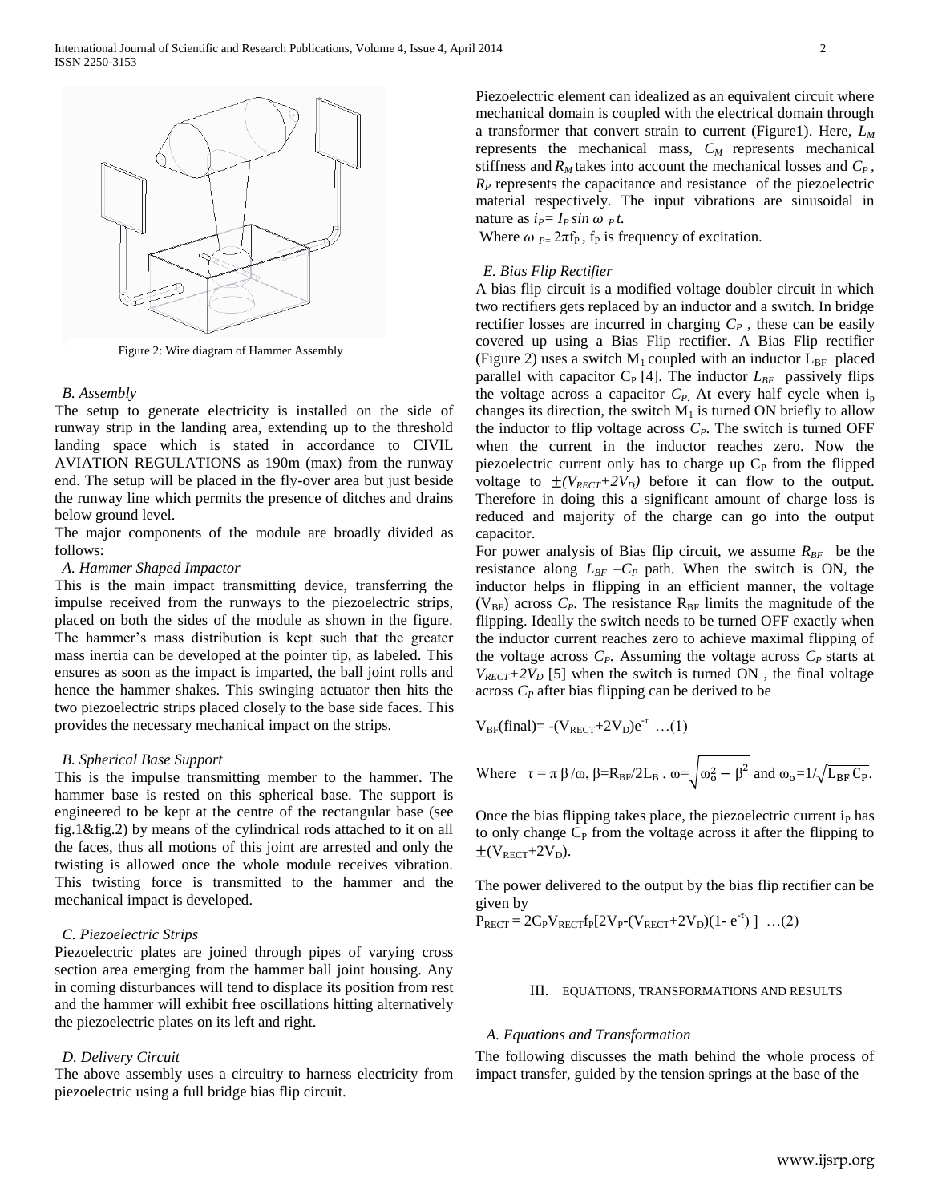Figure 2: Wire diagram of Hammer Assembly

### B. Assembly

The setup to generate electricity is installed on the side of runway strip in the landing area, extending up to the threshold landing space which is stated in accordance to CIVIL AVIATION REGULATIONS as 190m (max) from the runway end. The setup will be placed in the fly-over area but just beside the runway line which permits the presence of ditches and drains below ground level.

The major components of the module are broadly divided as follows:

### A. Hammer Shaped Impactor

This is the main impact transmitting device, transferring the impulse received from the runways to the piezoelectric strips, placed on both the sides of the module as shown in the figure. The hammer's mass distribution is kept such that the greater mass inertia can be developed at the pointer tip, as labeled. This ensures as soon as the impact is imparted, the ball joint rolls and hence the hammer shakes. This swinging actuator then hits the two piezoelectric strips placed closely to the base side faces. This provides the necessary mechanical impact on the strips.

### B. Spherical Base Support

This is the impulse transmitting member to the hammer. The hammer base is rested on this spherical base. The support is engineered to be kept at the centre of the rectangular base (see fig.1&fig.2) by means of the cylindrical rods attached to it on all the faces, thus all motions of this joint are arrested and only the twisting is allowed once the whole module receives vibration. This twisting force is transmitted to the hammer and the mechanical impact is developed.

### C. Piezoelectric Strips

Piezoelectric plates are joined through pipes of varying cross section area emerging from the hammer ball joint housing. Any in coming disturbances will tend to displace its position from rest and the hammer will exhibit free oscillations hitting alternatively the piezoelectric plates on its left and right.

### D. Delivery Circuit

The above assembly uses a circuitry to harness electricity from piezoelectric using a full bridge bias flip circuit.

Piezoelectric element can idealized as an equivalent circuit where mechanical domain is coupled with the electrical domain through a transformer that convert strain to current (Figure1). Here, $L_M$ represents the mechanical mass, $C_M$ represents mechanical stiffness and $R_M$ takes into account the mechanical losses and $C_P$, $R_P$ represents the capacitance and resistance of the piezoelectric material respectively. The input vibrations are sinusoidal in nature as $i_P = I_P \sin \omega_P t$.

Where $\omega_P = 2\pi f_P$, $f_P$ is frequency of excitation.

### E. Bias Flip Rectifier

A bias flip circuit is a modified voltage doubler circuit in which two rectifiers gets replaced by an inductor and a switch. In bridge rectifier losses are incurred in charging $C_P$, these can be easily covered up using a Bias Flip rectifier. A Bias Flip rectifier (Figure 2) uses a switch $M_1$ coupled with an inductor $L_{BF}$ placed parallel with capacitor $C_P$ [4]. The inductor $L_{BF}$ passively flips the voltage across a capacitor $C_P$. At every half cycle when $i_p$ changes its direction, the switch $M_1$ is turned ON briefly to allow the inductor to flip voltage across $C_P$. The switch is turned OFF when the current in the inductor reaches zero. Now the piezoelectric current only has to charge up $C_P$ from the flipped voltage to $\pm(V_{RECT}+2V_D)$ before it can flow to the output. Therefore in doing this a significant amount of charge loss is reduced and majority of the charge can go into the output capacitor.

For power analysis of Bias flip circuit, we assume $R_{BF}$ be the resistance along $L_{BF}$ –$C_P$ path. When the switch is ON, the inductor helps in flipping in an efficient manner, the voltage ($V_{BF}$) across $C_P$. The resistance $R_{BF}$ limits the magnitude of the flipping. Ideally the switch needs to be turned OFF exactly when the inductor current reaches zero to achieve maximal flipping of the voltage across $C_P$. Assuming the voltage across $C_P$ starts at $V_{RECT}+2V_D$ [5] when the switch is turned ON , the final voltage across $C_P$ after bias flipping can be derived to be

$$V_{BF}(final) = -(V_{RECT}+2V_D)e^{-\tau} \quad \ldots(1)$$

Where $\tau = \pi \beta/\omega$, $\beta = R_{BF}/2L_B$, $\omega = \sqrt{\omega_0^2 - \beta^2}$ and $\omega_o = 1/\sqrt{L_{BF} C_P}$.

Once the bias flipping takes place, the piezoelectric current $i_P$ has to only change $C_P$ from the voltage across it after the flipping to $\pm(V_{RECT}+2V_D)$.

The power delivered to the output by the bias flip rectifier can be given by

$$P_{RECT} = 2C_P V_{RECT} f_P [2V_P - (V_{RECT}+2V_D)(1-e^{-\tau})] \quad \ldots(2)$$

## III. EQUATIONS, TRANSFORMATIONS AND RESULTS

### A. Equations and Transformation

The following discusses the math behind the whole process of impact transfer, guided by the tension springs at the base of the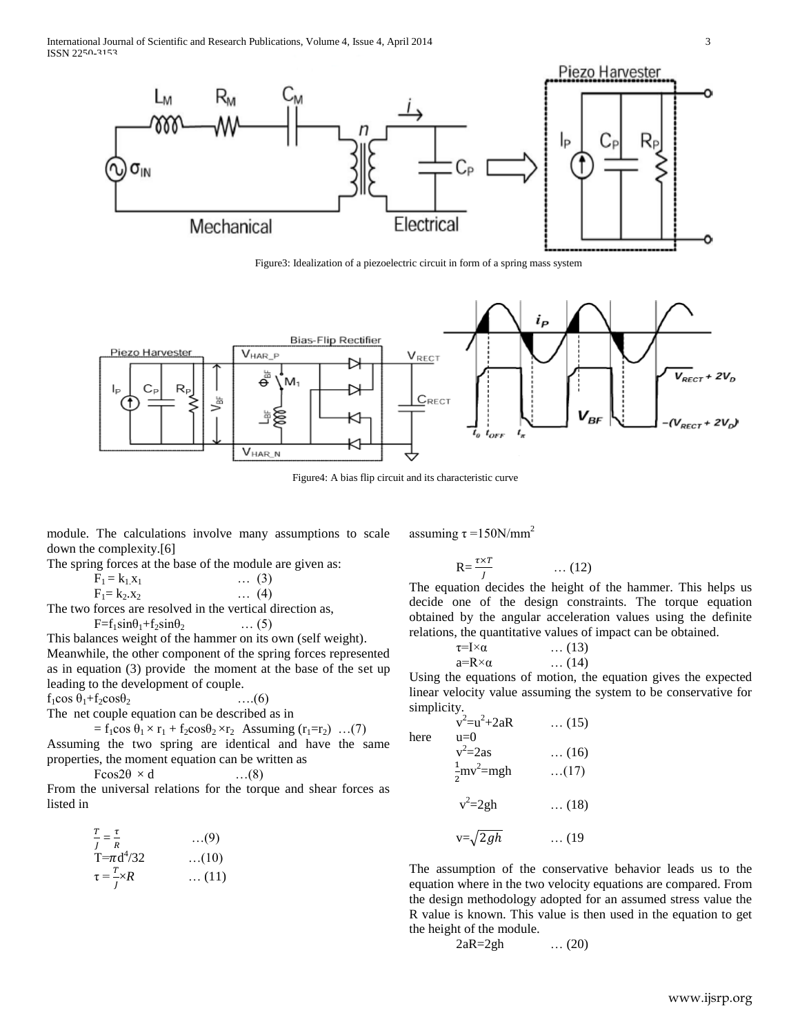Figure3: Idealization of a piezoelectric circuit in form of a spring mass system

Figure4: A bias flip circuit and its characteristic curve

module. The calculations involve many assumptions to scale down the complexity.[6]

The spring forces at the base of the module are given as:

$F_1 = k_1.x_1$ … (3)

$F_1 = k_2.x_2$ … (4)

The two forces are resolved in the vertical direction as,

$F = f_1\sin\theta_1 + f_2\sin\theta_2$ … (5)

This balances weight of the hammer on its own (self weight).

Meanwhile, the other component of the spring forces represented as in equation (3) provide the moment at the base of the set up leading to the development of couple.

$f_1\cos\theta_1 + f_2\cos\theta_2$ ….(6)

The net couple equation can be described as in

$= f_1\cos\theta_1 \times r_1 + f_2\cos\theta_2 \times r_2$ Assuming $(r_1=r_2)$ …(7)

Assuming the two spring are identical and have the same properties, the moment equation can be written as

$F\cos2\theta \times d$ …(8)

From the universal relations for the torque and shear forces as listed in

$\frac{T}{J} = \frac{\tau}{R}$ …(9)

$T = \pi d^4/32$ …(10)

$\tau = \frac{T}{J} \times R$ … (11)

assuming $\tau = 150\text{N/mm}^2$

$R = \frac{\tau \times T}{J}$ … (12)

The equation decides the height of the hammer. This helps us decide one of the design constraints. The torque equation obtained by the angular acceleration values using the definite relations, the quantitative values of impact can be obtained.

$\tau = I \times \alpha$ … (13)

$a = R \times \alpha$ … (14)

Using the equations of motion, the equation gives the expected linear velocity value assuming the system to be conservative for simplicity.

$v^2 = u^2 + 2aR$ … (15)

here $u = 0$

$v^2 = 2as$ … (16)

$\frac{1}{2}mv^2 = mgh$ …(17)

$v^2 = 2gh$ … (18)

$v = \sqrt{2gh}$ … (19

The assumption of the conservative behavior leads us to the equation where in the two velocity equations are compared. From the design methodology adopted for an assumed stress value the R value is known. This value is then used in the equation to get the height of the module.

$2aR = 2gh$ … (20)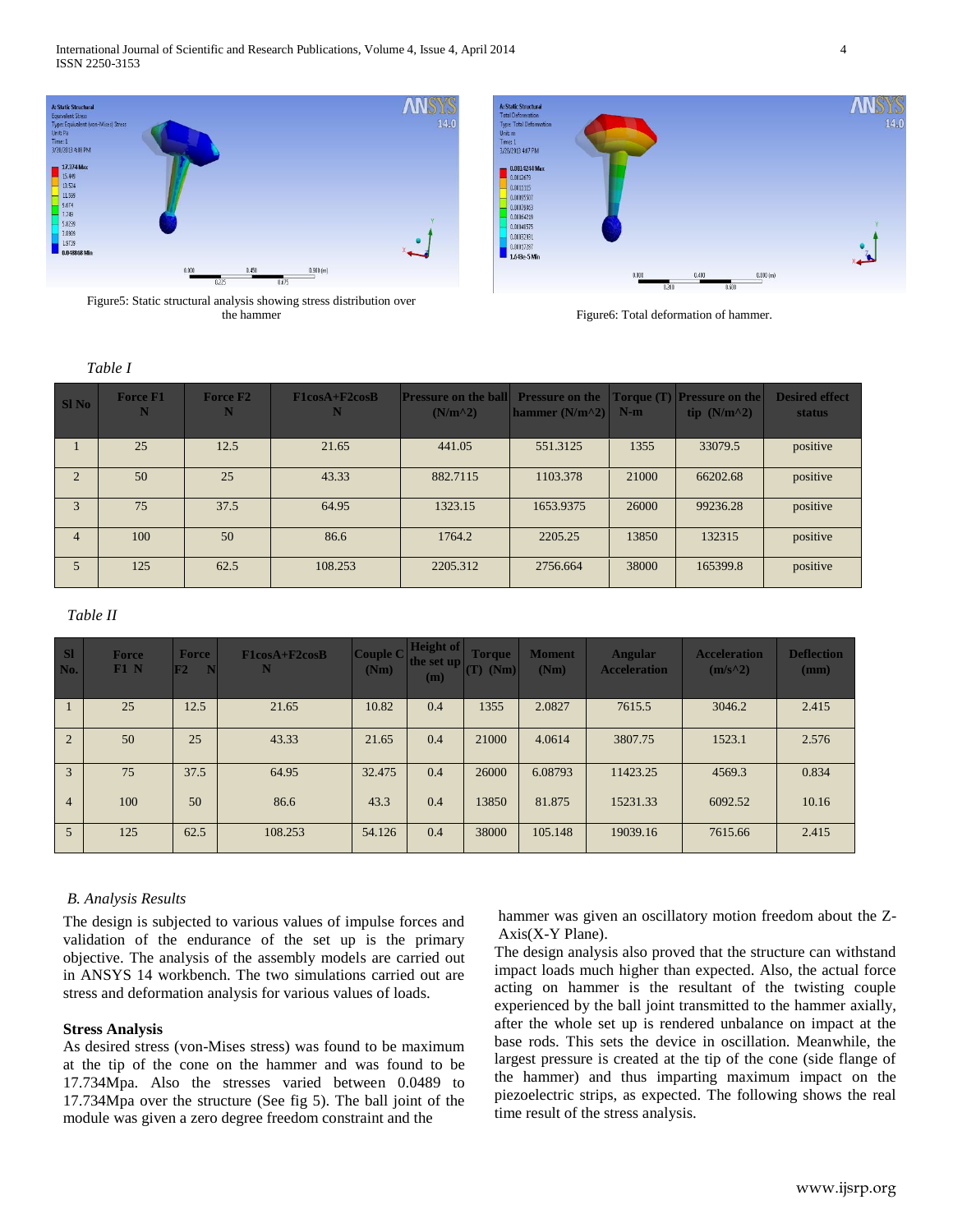Figure5: Static structural analysis showing stress distribution over the hammer

Figure6: Total deformation of hammer.

*Table I*

| Sl No | Force F1 N | Force F2 N | F1cosA+F2cosB N | Pressure on the ball (N/m^2) | Pressure on the hammer (N/m^2) | Torque (T) N-m | Pressure on the tip (N/m^2) | Desired effect status |
|---|---|---|---|---|---|---|---|---|
| 1 | 25 | 12.5 | 21.65 | 441.05 | 551.3125 | 1355 | 33079.5 | positive |
| 2 | 50 | 25 | 43.33 | 882.7115 | 1103.378 | 21000 | 66202.68 | positive |
| 3 | 75 | 37.5 | 64.95 | 1323.15 | 1653.9375 | 26000 | 99236.28 | positive |
| 4 | 100 | 50 | 86.6 | 1764.2 | 2205.25 | 13850 | 132315 | positive |
| 5 | 125 | 62.5 | 108.253 | 2205.312 | 2756.664 | 38000 | 165399.8 | positive |

*Table II*

| Sl No. | Force F1 N | Force F2 N | F1cosA+F2cosB N | Couple C (Nm) | Height of the set up (m) | Torque (T) (Nm) | Moment (Nm) | Angular Acceleration | Acceleration (m/s^2) | Deflection (mm) |
|---|---|---|---|---|---|---|---|---|---|---|
| 1 | 25 | 12.5 | 21.65 | 10.82 | 0.4 | 1355 | 2.0827 | 7615.5 | 3046.2 | 2.415 |
| 2 | 50 | 25 | 43.33 | 21.65 | 0.4 | 21000 | 4.0614 | 3807.75 | 1523.1 | 2.576 |
| 3 | 75 | 37.5 | 64.95 | 32.475 | 0.4 | 26000 | 6.08793 | 11423.25 | 4569.3 | 0.834 |
| 4 | 100 | 50 | 86.6 | 43.3 | 0.4 | 13850 | 81.875 | 15231.33 | 6092.52 | 10.16 |
| 5 | 125 | 62.5 | 108.253 | 54.126 | 0.4 | 38000 | 105.148 | 19039.16 | 7615.66 | 2.415 |

### *B. Analysis Results*

The design is subjected to various values of impulse forces and validation of the endurance of the set up is the primary objective. The analysis of the assembly models are carried out in ANSYS 14 workbench. The two simulations carried out are stress and deformation analysis for various values of loads.

**Stress Analysis**

As desired stress (von-Mises stress) was found to be maximum at the tip of the cone on the hammer and was found to be 17.734Mpa. Also the stresses varied between 0.0489 to 17.734Mpa over the structure (See fig 5). The ball joint of the module was given a zero degree freedom constraint and the hammer was given an oscillatory motion freedom about the Z-Axis(X-Y Plane).

The design analysis also proved that the structure can withstand impact loads much higher than expected. Also, the actual force acting on hammer is the resultant of the twisting couple experienced by the ball joint transmitted to the hammer axially, after the whole set up is rendered unbalance on impact at the base rods. This sets the device in oscillation. Meanwhile, the largest pressure is created at the tip of the cone (side flange of the hammer) and thus imparting maximum impact on the piezoelectric strips, as expected. The following shows the real time result of the stress analysis.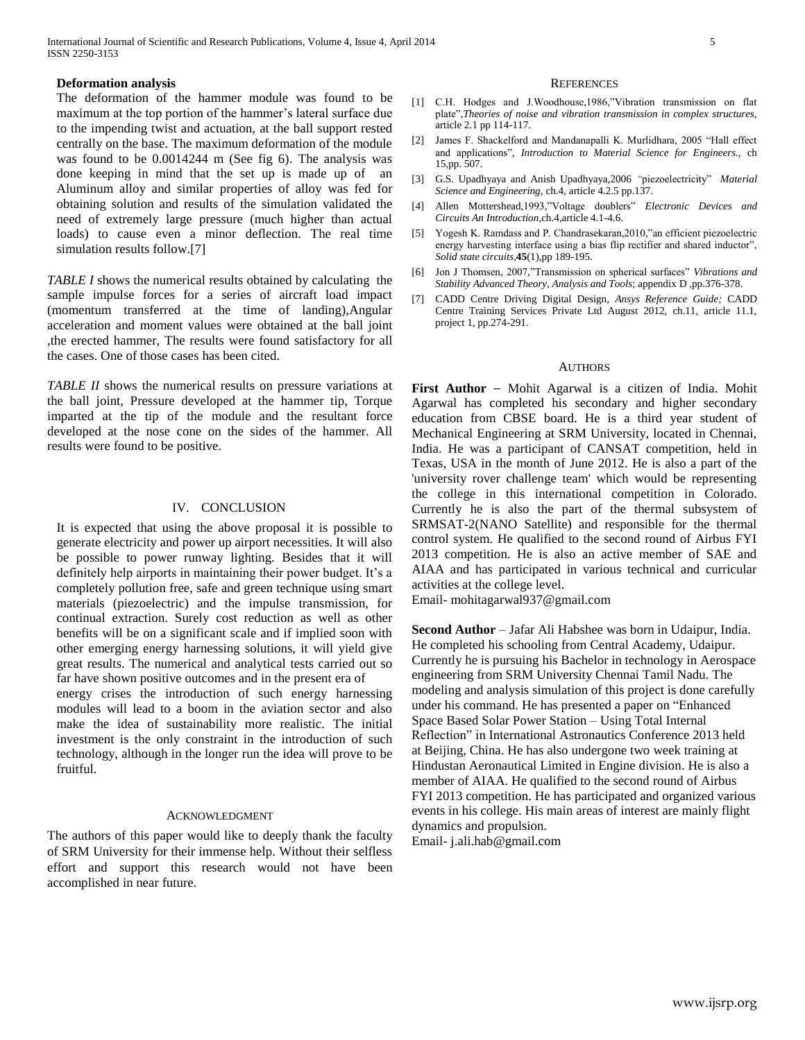### Deformation analysis

The deformation of the hammer module was found to be maximum at the top portion of the hammer's lateral surface due to the impending twist and actuation, at the ball support rested centrally on the base. The maximum deformation of the module was found to be 0.0014244 m (See fig 6). The analysis was done keeping in mind that the set up is made up of an Aluminum alloy and similar properties of alloy was fed for obtaining solution and results of the simulation validated the need of extremely large pressure (much higher than actual loads) to cause even a minor deflection. The real time simulation results follow.[7]

*TABLE I* shows the numerical results obtained by calculating the sample impulse forces for a series of aircraft load impact (momentum transferred at the time of landing),Angular acceleration and moment values were obtained at the ball joint ,the erected hammer, The results were found satisfactory for all the cases. One of those cases has been cited.

*TABLE II* shows the numerical results on pressure variations at the ball joint, Pressure developed at the hammer tip, Torque imparted at the tip of the module and the resultant force developed at the nose cone on the sides of the hammer. All results were found to be positive.

## IV. Conclusion

It is expected that using the above proposal it is possible to generate electricity and power up airport necessities. It will also be possible to power runway lighting. Besides that it will definitely help airports in maintaining their power budget. It's a completely pollution free, safe and green technique using smart materials (piezoelectric) and the impulse transmission, for continual extraction. Surely cost reduction as well as other benefits will be on a significant scale and if implied soon with other emerging energy harnessing solutions, it will yield give great results. The numerical and analytical tests carried out so far have shown positive outcomes and in the present era of energy crises the introduction of such energy harnessing modules will lead to a boom in the aviation sector and also make the idea of sustainability more realistic. The initial investment is the only constraint in the introduction of such technology, although in the longer run the idea will prove to be fruitful.

## Acknowledgment

The authors of this paper would like to deeply thank the faculty of SRM University for their immense help. Without their selfless effort and support this research would not have been accomplished in near future.

## References

[1] C.H. Hodges and J.Woodhouse,1986,"Vibration transmission on flat plate",*Theories of noise and vibration transmission in complex structures,* article 2.1 pp 114-117.

[2] James F. Shackelford and Mandanapalli K. Murlidhara, 2005 "Hall effect and applications", *Introduction to Material Science for Engineers.,* ch 15,pp. 507.

[3] G.S. Upadhyaya and Anish Upadhyaya,2006 "piezoelectricity" *Material Science and Engineering,* ch.4, article 4.2.5 pp.137.

[4] Allen Mottershead,1993,"Voltage doublers" *Electronic Devices and Circuits An Introduction,*ch.4,article 4.1-4.6.

[5] Yogesh K. Ramdass and P. Chandrasekaran,2010,"an efficient piezoelectric energy harvesting interface using a bias flip rectifier and shared inductor", *Solid state circuits,***45**(1),pp 189-195.

[6] Jon J Thomsen, 2007,"Transmission on spherical surfaces" *Vibrations and Stability Advanced Theory, Analysis and Tools*; appendix D ,pp.376-378.

[7] CADD Centre Driving Digital Design, *Ansys Reference Guide;* CADD Centre Training Services Private Ltd August 2012, ch.11, article 11.1, project 1, pp.274-291.

## Authors

**First Author** – Mohit Agarwal is a citizen of India. Mohit Agarwal has completed his secondary and higher secondary education from CBSE board. He is a third year student of Mechanical Engineering at SRM University, located in Chennai, India. He was a participant of CANSAT competition, held in Texas, USA in the month of June 2012. He is also a part of the 'university rover challenge team' which would be representing the college in this international competition in Colorado. Currently he is also the part of the thermal subsystem of SRMSAT-2(NANO Satellite) and responsible for the thermal control system. He qualified to the second round of Airbus FYI 2013 competition. He is also an active member of SAE and AIAA and has participated in various technical and curricular activities at the college level.
Email- mohitagarwal937@gmail.com

**Second Author** – Jafar Ali Habshee was born in Udaipur, India. He completed his schooling from Central Academy, Udaipur. Currently he is pursuing his Bachelor in technology in Aerospace engineering from SRM University Chennai Tamil Nadu. The modeling and analysis simulation of this project is done carefully under his command. He has presented a paper on "Enhanced Space Based Solar Power Station – Using Total Internal Reflection" in International Astronautics Conference 2013 held at Beijing, China. He has also undergone two week training at Hindustan Aeronautical Limited in Engine division. He is also a member of AIAA. He qualified to the second round of Airbus FYI 2013 competition. He has participated and organized various events in his college. His main areas of interest are mainly flight dynamics and propulsion.
Email- j.ali.hab@gmail.com